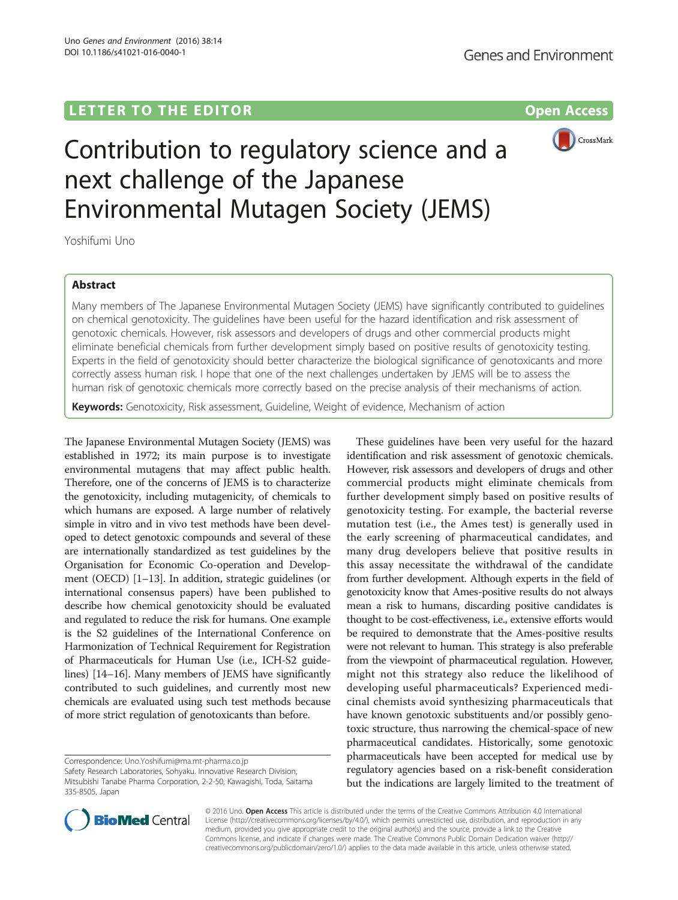LETTER TO THE EDITOR

Open Access

# Contribution to regulatory science and a next challenge of the Japanese Environmental Mutagen Society (JEMS)

Yoshifumi Uno

## Abstract

Many members of The Japanese Environmental Mutagen Society (JEMS) have significantly contributed to guidelines on chemical genotoxicity. The guidelines have been useful for the hazard identification and risk assessment of genotoxic chemicals. However, risk assessors and developers of drugs and other commercial products might eliminate beneficial chemicals from further development simply based on positive results of genotoxicity testing. Experts in the field of genotoxicity should better characterize the biological significance of genotoxicants and more correctly assess human risk. I hope that one of the next challenges undertaken by JEMS will be to assess the human risk of genotoxic chemicals more correctly based on the precise analysis of their mechanisms of action.

**Keywords:** Genotoxicity, Risk assessment, Guideline, Weight of evidence, Mechanism of action

The Japanese Environmental Mutagen Society (JEMS) was established in 1972; its main purpose is to investigate environmental mutagens that may affect public health. Therefore, one of the concerns of JEMS is to characterize the genotoxicity, including mutagenicity, of chemicals to which humans are exposed. A large number of relatively simple in vitro and in vivo test methods have been developed to detect genotoxic compounds and several of these are internationally standardized as test guidelines by the Organisation for Economic Co-operation and Development (OECD) [1–13]. In addition, strategic guidelines (or international consensus papers) have been published to describe how chemical genotoxicity should be evaluated and regulated to reduce the risk for humans. One example is the S2 guidelines of the International Conference on Harmonization of Technical Requirement for Registration of Pharmaceuticals for Human Use (i.e., ICH-S2 guidelines) [14–16]. Many members of JEMS have significantly contributed to such guidelines, and currently most new chemicals are evaluated using such test methods because of more strict regulation of genotoxicants than before.

These guidelines have been very useful for the hazard identification and risk assessment of genotoxic chemicals. However, risk assessors and developers of drugs and other commercial products might eliminate chemicals from further development simply based on positive results of genotoxicity testing. For example, the bacterial reverse mutation test (i.e., the Ames test) is generally used in the early screening of pharmaceutical candidates, and many drug developers believe that positive results in this assay necessitate the withdrawal of the candidate from further development. Although experts in the field of genotoxicity know that Ames-positive results do not always mean a risk to humans, discarding positive candidates is thought to be cost-effectiveness, i.e., extensive efforts would be required to demonstrate that the Ames-positive results were not relevant to human. This strategy is also preferable from the viewpoint of pharmaceutical regulation. However, might not this strategy also reduce the likelihood of developing useful pharmaceuticals? Experienced medicinal chemists avoid synthesizing pharmaceuticals that have known genotoxic substituents and/or possibly genotoxic structure, thus narrowing the chemical-space of new pharmaceutical candidates. Historically, some genotoxic pharmaceuticals have been accepted for medical use by regulatory agencies based on a risk-benefit consideration but the indications are largely limited to the treatment of

Correspondence: Uno.Yoshifumi@ma.mt-pharma.co.jp
Safety Research Laboratories, Sohyaku. Innovative Research Division, Mitsubishi Tanabe Pharma Corporation, 2-2-50, Kawagishi, Toda, Saitama 335-8505, Japan

© 2016 Uno. **Open Access** This article is distributed under the terms of the Creative Commons Attribution 4.0 International License (http://creativecommons.org/licenses/by/4.0/), which permits unrestricted use, distribution, and reproduction in any medium, provided you give appropriate credit to the original author(s) and the source, provide a link to the Creative Commons license, and indicate if changes were made. The Creative Commons Public Domain Dedication waiver (http://creativecommons.org/publicdomain/zero/1.0/) applies to the data made available in this article, unless otherwise stated.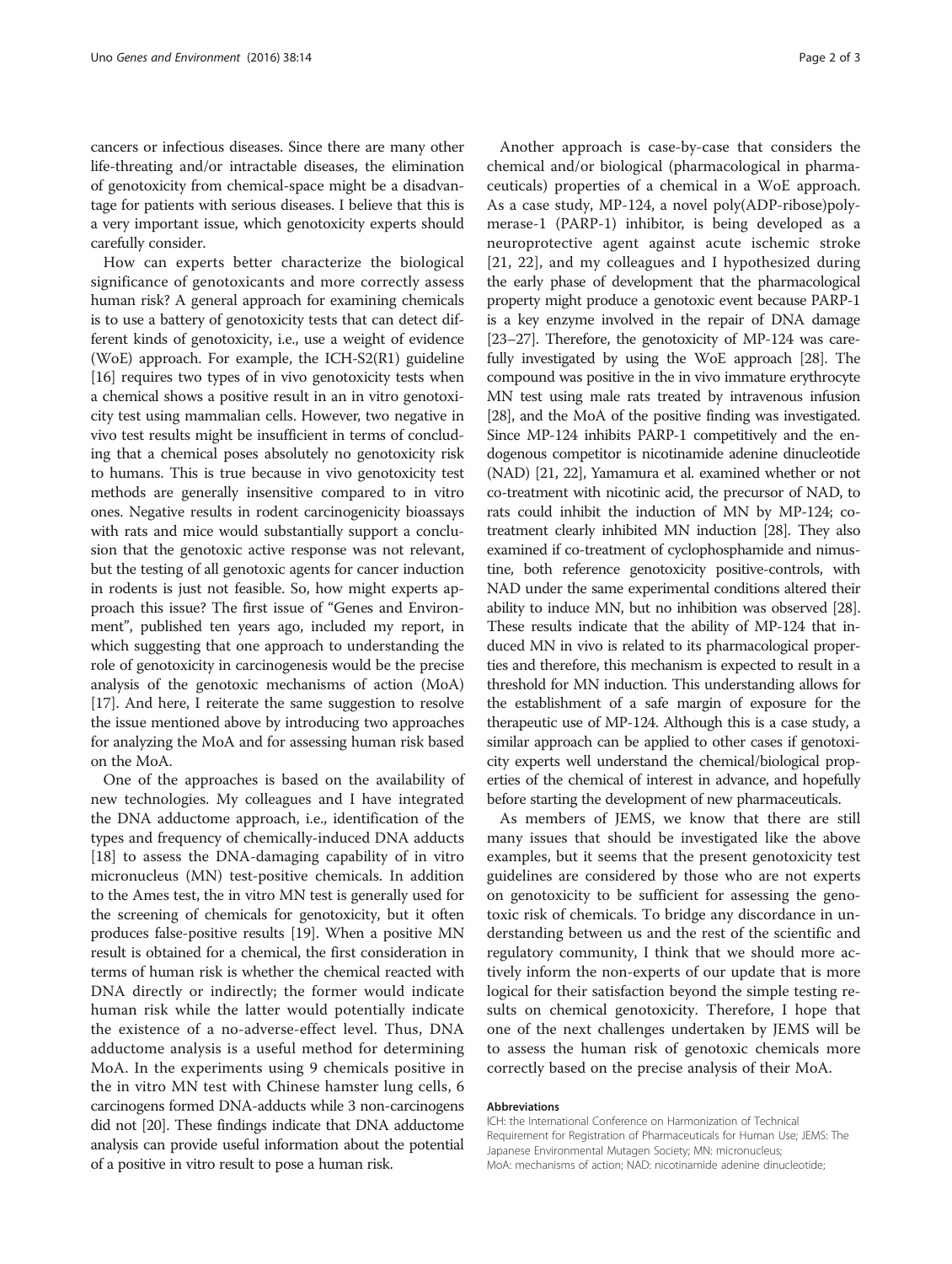cancers or infectious diseases. Since there are many other life-threating and/or intractable diseases, the elimination of genotoxicity from chemical-space might be a disadvantage for patients with serious diseases. I believe that this is a very important issue, which genotoxicity experts should carefully consider.

How can experts better characterize the biological significance of genotoxicants and more correctly assess human risk? A general approach for examining chemicals is to use a battery of genotoxicity tests that can detect different kinds of genotoxicity, i.e., use a weight of evidence (WoE) approach. For example, the ICH-S2(R1) guideline [16] requires two types of in vivo genotoxicity tests when a chemical shows a positive result in an in vitro genotoxicity test using mammalian cells. However, two negative in vivo test results might be insufficient in terms of concluding that a chemical poses absolutely no genotoxicity risk to humans. This is true because in vivo genotoxicity test methods are generally insensitive compared to in vitro ones. Negative results in rodent carcinogenicity bioassays with rats and mice would substantially support a conclusion that the genotoxic active response was not relevant, but the testing of all genotoxic agents for cancer induction in rodents is just not feasible. So, how might experts approach this issue? The first issue of "Genes and Environment", published ten years ago, included my report, in which suggesting that one approach to understanding the role of genotoxicity in carcinogenesis would be the precise analysis of the genotoxic mechanisms of action (MoA) [17]. And here, I reiterate the same suggestion to resolve the issue mentioned above by introducing two approaches for analyzing the MoA and for assessing human risk based on the MoA.

One of the approaches is based on the availability of new technologies. My colleagues and I have integrated the DNA adductome approach, i.e., identification of the types and frequency of chemically-induced DNA adducts [18] to assess the DNA-damaging capability of in vitro micronucleus (MN) test-positive chemicals. In addition to the Ames test, the in vitro MN test is generally used for the screening of chemicals for genotoxicity, but it often produces false-positive results [19]. When a positive MN result is obtained for a chemical, the first consideration in terms of human risk is whether the chemical reacted with DNA directly or indirectly; the former would indicate human risk while the latter would potentially indicate the existence of a no-adverse-effect level. Thus, DNA adductome analysis is a useful method for determining MoA. In the experiments using 9 chemicals positive in the in vitro MN test with Chinese hamster lung cells, 6 carcinogens formed DNA-adducts while 3 non-carcinogens did not [20]. These findings indicate that DNA adductome analysis can provide useful information about the potential of a positive in vitro result to pose a human risk.

Another approach is case-by-case that considers the chemical and/or biological (pharmacological in pharmaceuticals) properties of a chemical in a WoE approach. As a case study, MP-124, a novel poly(ADP-ribose)polymerase-1 (PARP-1) inhibitor, is being developed as a neuroprotective agent against acute ischemic stroke [21, 22], and my colleagues and I hypothesized during the early phase of development that the pharmacological property might produce a genotoxic event because PARP-1 is a key enzyme involved in the repair of DNA damage [23–27]. Therefore, the genotoxicity of MP-124 was carefully investigated by using the WoE approach [28]. The compound was positive in the in vivo immature erythrocyte MN test using male rats treated by intravenous infusion [28], and the MoA of the positive finding was investigated. Since MP-124 inhibits PARP-1 competitively and the endogenous competitor is nicotinamide adenine dinucleotide (NAD) [21, 22], Yamamura et al. examined whether or not co-treatment with nicotinic acid, the precursor of NAD, to rats could inhibit the induction of MN by MP-124; co-treatment clearly inhibited MN induction [28]. They also examined if co-treatment of cyclophosphamide and nimustine, both reference genotoxicity positive-controls, with NAD under the same experimental conditions altered their ability to induce MN, but no inhibition was observed [28]. These results indicate that the ability of MP-124 that induced MN in vivo is related to its pharmacological properties and therefore, this mechanism is expected to result in a threshold for MN induction. This understanding allows for the establishment of a safe margin of exposure for the therapeutic use of MP-124. Although this is a case study, a similar approach can be applied to other cases if genotoxicity experts well understand the chemical/biological properties of the chemical of interest in advance, and hopefully before starting the development of new pharmaceuticals.

As members of JEMS, we know that there are still many issues that should be investigated like the above examples, but it seems that the present genotoxicity test guidelines are considered by those who are not experts on genotoxicity to be sufficient for assessing the genotoxic risk of chemicals. To bridge any discordance in understanding between us and the rest of the scientific and regulatory community, I think that we should more actively inform the non-experts of our update that is more logical for their satisfaction beyond the simple testing results on chemical genotoxicity. Therefore, I hope that one of the next challenges undertaken by JEMS will be to assess the human risk of genotoxic chemicals more correctly based on the precise analysis of their MoA.

#### Abbreviations

ICH: the International Conference on Harmonization of Technical Requirement for Registration of Pharmaceuticals for Human Use; JEMS: The Japanese Environmental Mutagen Society; MN: micronucleus; MoA: mechanisms of action; NAD: nicotinamide adenine dinucleotide;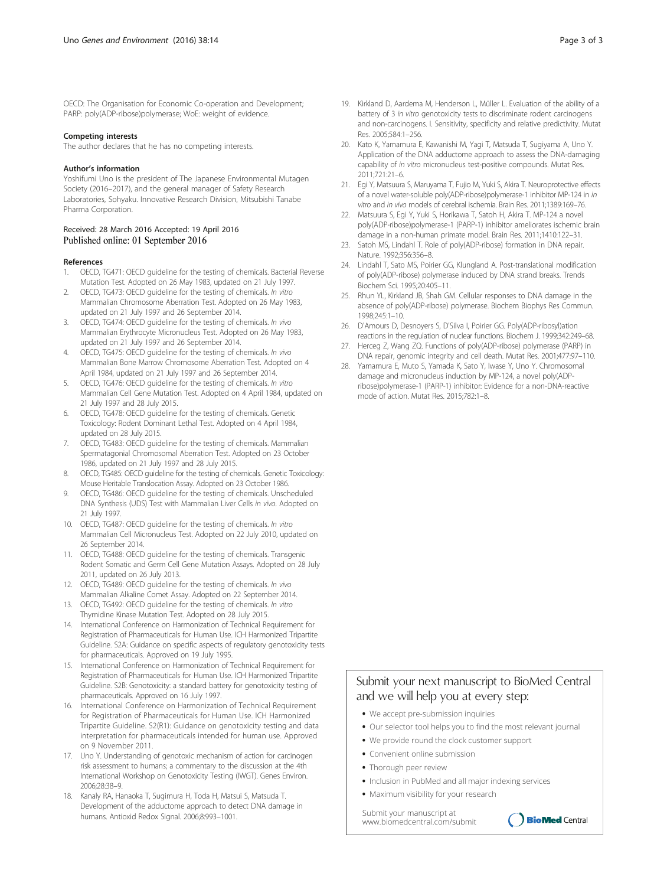OECD: The Organisation for Economic Co-operation and Development; PARP: poly(ADP-ribose)polymerase; WoE: weight of evidence.

### Competing interests

The author declares that he has no competing interests.

### Author's information

Yoshifumi Uno is the president of The Japanese Environmental Mutagen Society (2016–2017), and the general manager of Safety Research Laboratories, Sohyaku. Innovative Research Division, Mitsubishi Tanabe Pharma Corporation.

Received: 28 March 2016 Accepted: 19 April 2016
Published online: 01 September 2016

### References

1. OECD, TG471: OECD guideline for the testing of chemicals. Bacterial Reverse Mutation Test. Adopted on 26 May 1983, updated on 21 July 1997.
2. OECD, TG473: OECD guideline for the testing of chemicals. *In vitro* Mammalian Chromosome Aberration Test. Adopted on 26 May 1983, updated on 21 July 1997 and 26 September 2014.
3. OECD, TG474: OECD guideline for the testing of chemicals. *In vivo* Mammalian Erythrocyte Micronucleus Test. Adopted on 26 May 1983, updated on 21 July 1997 and 26 September 2014.
4. OECD, TG475: OECD guideline for the testing of chemicals. *In vivo* Mammalian Bone Marrow Chromosome Aberration Test. Adopted on 4 April 1984, updated on 21 July 1997 and 26 September 2014.
5. OECD, TG476: OECD guideline for the testing of chemicals. *In vitro* Mammalian Cell Gene Mutation Test. Adopted on 4 April 1984, updated on 21 July 1997 and 28 July 2015.
6. OECD, TG478: OECD guideline for the testing of chemicals. Genetic Toxicology: Rodent Dominant Lethal Test. Adopted on 4 April 1984, updated on 28 July 2015.
7. OECD, TG483: OECD guideline for the testing of chemicals. Mammalian Spermatagonial Chromosomal Aberration Test. Adopted on 23 October 1986, updated on 21 July 1997 and 28 July 2015.
8. OECD, TG485: OECD guideline for the testing of chemicals. Genetic Toxicology: Mouse Heritable Translocation Assay. Adopted on 23 October 1986.
9. OECD, TG486: OECD guideline for the testing of chemicals. Unscheduled DNA Synthesis (UDS) Test with Mammalian Liver Cells *in vivo*. Adopted on 21 July 1997.
10. OECD, TG487: OECD guideline for the testing of chemicals. *In vitro* Mammalian Cell Micronucleus Test. Adopted on 22 July 2010, updated on 26 September 2014.
11. OECD, TG488: OECD guideline for the testing of chemicals. Transgenic Rodent Somatic and Germ Cell Gene Mutation Assays. Adopted on 28 July 2011, updated on 26 July 2013.
12. OECD, TG489: OECD guideline for the testing of chemicals. *In vivo* Mammalian Alkaline Comet Assay. Adopted on 22 September 2014.
13. OECD, TG492: OECD guideline for the testing of chemicals. *In vitro* Thymidine Kinase Mutation Test. Adopted on 28 July 2015.
14. International Conference on Harmonization of Technical Requirement for Registration of Pharmaceuticals for Human Use. ICH Harmonized Tripartite Guideline. S2A: Guidance on specific aspects of regulatory genotoxicity tests for pharmaceuticals. Approved on 19 July 1995.
15. International Conference on Harmonization of Technical Requirement for Registration of Pharmaceuticals for Human Use. ICH Harmonized Tripartite Guideline. S2B: Genotoxicity: a standard battery for genotoxicity testing of pharmaceuticals. Approved on 16 July 1997.
16. International Conference on Harmonization of Technical Requirement for Registration of Pharmaceuticals for Human Use. ICH Harmonized Tripartite Guideline. S2(R1): Guidance on genotoxicity testing and data interpretation for pharmaceuticals intended for human use. Approved on 9 November 2011.
17. Uno Y. Understanding of genotoxic mechanism of action for carcinogen risk assessment to humans; a commentary to the discussion at the 4th International Workshop on Genotoxicity Testing (IWGT). Genes Environ. 2006;28:38–9.
18. Kanaly RA, Hanaoka T, Sugimura H, Toda H, Matsui S, Matsuda T. Development of the adductome approach to detect DNA damage in humans. Antioxid Redox Signal. 2006;8:993–1001.
19. Kirkland D, Aardema M, Henderson L, Müller L. Evaluation of the ability of a battery of 3 *in vitro* genotoxicity tests to discriminate rodent carcinogens and non-carcinogens. I. Sensitivity, specificity and relative predictivity. Mutat Res. 2005;584:1–256.
20. Kato K, Yamamura E, Kawanishi M, Yagi T, Matsuda T, Sugiyama A, Uno Y. Application of the DNA adductome approach to assess the DNA-damaging capability of *in vitro* micronucleus test-positive compounds. Mutat Res. 2011;721:21–6.
21. Egi Y, Matsuura S, Maruyama T, Fujio M, Yuki S, Akira T. Neuroprotective effects of a novel water-soluble poly(ADP-ribose)polymerase-1 inhibitor MP-124 in *in vitro* and *in vivo* models of cerebral ischemia. Brain Res. 2011;1389:169–76.
22. Matsuura S, Egi Y, Yuki S, Horikawa T, Satoh H, Akira T. MP-124 a novel poly(ADP-ribose)polymerase-1 (PARP-1) inhibitor ameliorates ischemic brain damage in a non-human primate model. Brain Res. 2011;1410:122–31.
23. Satoh MS, Lindahl T. Role of poly(ADP-ribose) formation in DNA repair. Nature. 1992;356:356–8.
24. Lindahl T, Sato MS, Poirier GG, Klungland A. Post-translational modification of poly(ADP-ribose) polymerase induced by DNA strand breaks. Trends Biochem Sci. 1995;20:405–11.
25. Rhun YL, Kirkland JB, Shah GM. Cellular responses to DNA damage in the absence of poly(ADP-ribose) polymerase. Biochem Biophys Res Commun. 1998;245:1–10.
26. D'Amours D, Desnoyers S, D'Silva I, Poirier GG. Poly(ADP-ribosyl)ation reactions in the regulation of nuclear functions. Biochem J. 1999;342:249–68.
27. Herceg Z, Wang ZQ. Functions of poly(ADP-ribose) polymerase (PARP) in DNA repair, genomic integrity and cell death. Mutat Res. 2001;477:97–110.
28. Yamamura E, Muto S, Yamada K, Sato Y, Iwase Y, Uno Y. Chromosomal damage and micronucleus induction by MP-124, a novel poly(ADP-ribose)polymerase-1 (PARP-1) inhibitor: Evidence for a non-DNA-reactive mode of action. Mutat Res. 2015;782:1–8.

Submit your next manuscript to BioMed Central and we will help you at every step:

- We accept pre-submission inquiries
- Our selector tool helps you to find the most relevant journal
- We provide round the clock customer support
- Convenient online submission
- Thorough peer review
- Inclusion in PubMed and all major indexing services
- Maximum visibility for your research

Submit your manuscript at www.biomedcentral.com/submit

BioMed Central